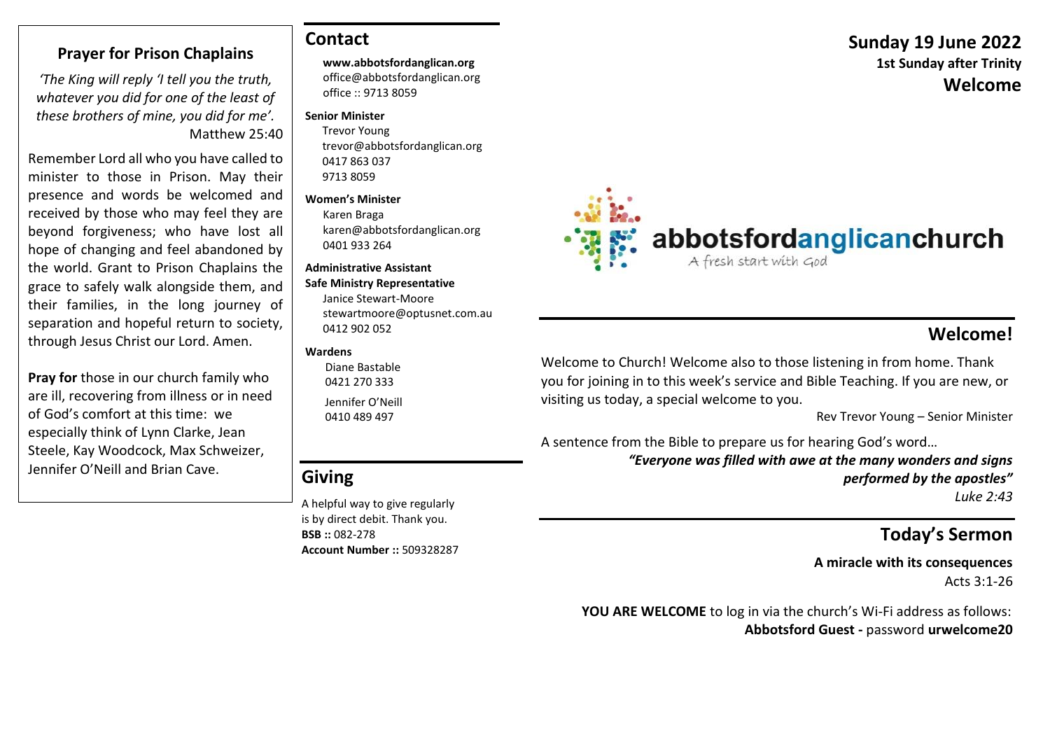## Prayer for Prison Chaplains

*'The King will reply 'I tell you the truth, whatever you did for one of the least of these brothers of mine, you did for me'.*
Matthew 25:40

Remember Lord all who you have called to minister to those in Prison. May their presence and words be welcomed and received by those who may feel they are beyond forgiveness; who have lost all hope of changing and feel abandoned by the world. Grant to Prison Chaplains the grace to safely walk alongside them, and their families, in the long journey of separation and hopeful return to society, through Jesus Christ our Lord. Amen.

**Pray for** those in our church family who are ill, recovering from illness or in need of God's comfort at this time: we especially think of Lynn Clarke, Jean Steele, Kay Woodcock, Max Schweizer, Jennifer O'Neill and Brian Cave.

## Contact

**www.abbotsfordanglican.org**
office@abbotsfordanglican.org
office :: 9713 8059

**Senior Minister**
Trevor Young
trevor@abbotsfordanglican.org
0417 863 037
9713 8059

**Women's Minister**
Karen Braga
karen@abbotsfordanglican.org
0401 933 264

**Administrative Assistant**
**Safe Ministry Representative**
Janice Stewart-Moore
stewartmoore@optusnet.com.au
0412 902 052

**Wardens**
Diane Bastable
0421 270 333

Jennifer O'Neill
0410 489 497

## Giving

A helpful way to give regularly is by direct debit. Thank you.
**BSB ::** 082-278
**Account Number ::** 509328287

# Sunday 19 June 2022

**1st Sunday after Trinity**

**Welcome**

abbotsfordanglicanchurch
A fresh start with God

## Welcome!

Welcome to Church! Welcome also to those listening in from home. Thank you for joining in to this week's service and Bible Teaching. If you are new, or visiting us today, a special welcome to you.

Rev Trevor Young – Senior Minister

A sentence from the Bible to prepare us for hearing God's word…

***"Everyone was filled with awe at the many wonders and signs performed by the apostles"***
*Luke 2:43*

## Today's Sermon

**A miracle with its consequences**
Acts 3:1-26

**YOU ARE WELCOME** to log in via the church's Wi-Fi address as follows: **Abbotsford Guest -** password **urwelcome20**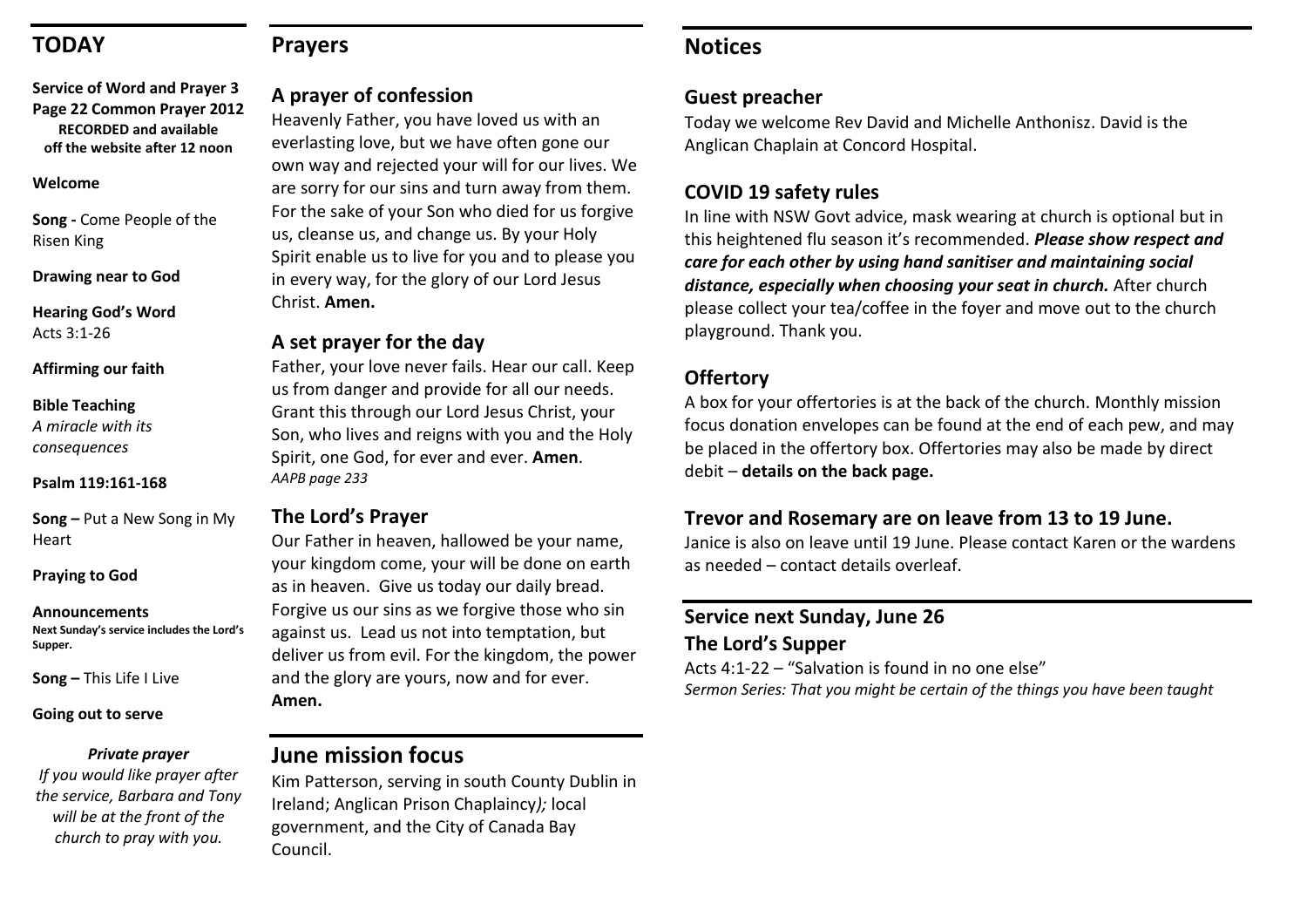## TODAY

**Service of Word and Prayer 3**
**Page 22 Common Prayer 2012**
**RECORDED and available off the website after 12 noon**

**Welcome**

**Song -** Come People of the Risen King

**Drawing near to God**

**Hearing God's Word**
Acts 3:1-26

**Affirming our faith**

**Bible Teaching**
*A miracle with its consequences*

**Psalm 119:161-168**

**Song –** Put a New Song in My Heart

**Praying to God**

**Announcements**
**Next Sunday's service includes the Lord's Supper.**

**Song –** This Life I Live

**Going out to serve**

***Private prayer***
*If you would like prayer after the service, Barbara and Tony will be at the front of the church to pray with you.*

## Prayers

### A prayer of confession

Heavenly Father, you have loved us with an everlasting love, but we have often gone our own way and rejected your will for our lives. We are sorry for our sins and turn away from them. For the sake of your Son who died for us forgive us, cleanse us, and change us. By your Holy Spirit enable us to live for you and to please you in every way, for the glory of our Lord Jesus Christ. **Amen.**

### A set prayer for the day

Father, your love never fails. Hear our call. Keep us from danger and provide for all our needs. Grant this through our Lord Jesus Christ, your Son, who lives and reigns with you and the Holy Spirit, one God, for ever and ever. **Amen**.
*AAPB page 233*

### The Lord's Prayer

Our Father in heaven, hallowed be your name, your kingdom come, your will be done on earth as in heaven. Give us today our daily bread. Forgive us our sins as we forgive those who sin against us. Lead us not into temptation, but deliver us from evil. For the kingdom, the power and the glory are yours, now and for ever. **Amen.**

## June mission focus

Kim Patterson, serving in south County Dublin in Ireland; Anglican Prison Chaplaincy*);* local government, and the City of Canada Bay Council.

## Notices

### Guest preacher

Today we welcome Rev David and Michelle Anthonisz. David is the Anglican Chaplain at Concord Hospital.

### COVID 19 safety rules

In line with NSW Govt advice, mask wearing at church is optional but in this heightened flu season it's recommended. ***Please show respect and care for each other by using hand sanitiser and maintaining social distance, especially when choosing your seat in church.*** After church please collect your tea/coffee in the foyer and move out to the church playground. Thank you.

### Offertory

A box for your offertories is at the back of the church. Monthly mission focus donation envelopes can be found at the end of each pew, and may be placed in the offertory box. Offertories may also be made by direct debit – **details on the back page.**

### Trevor and Rosemary are on leave from 13 to 19 June.

Janice is also on leave until 19 June. Please contact Karen or the wardens as needed – contact details overleaf.

## Service next Sunday, June 26

### The Lord's Supper

Acts 4:1-22 – "Salvation is found in no one else"
*Sermon Series: That you might be certain of the things you have been taught*